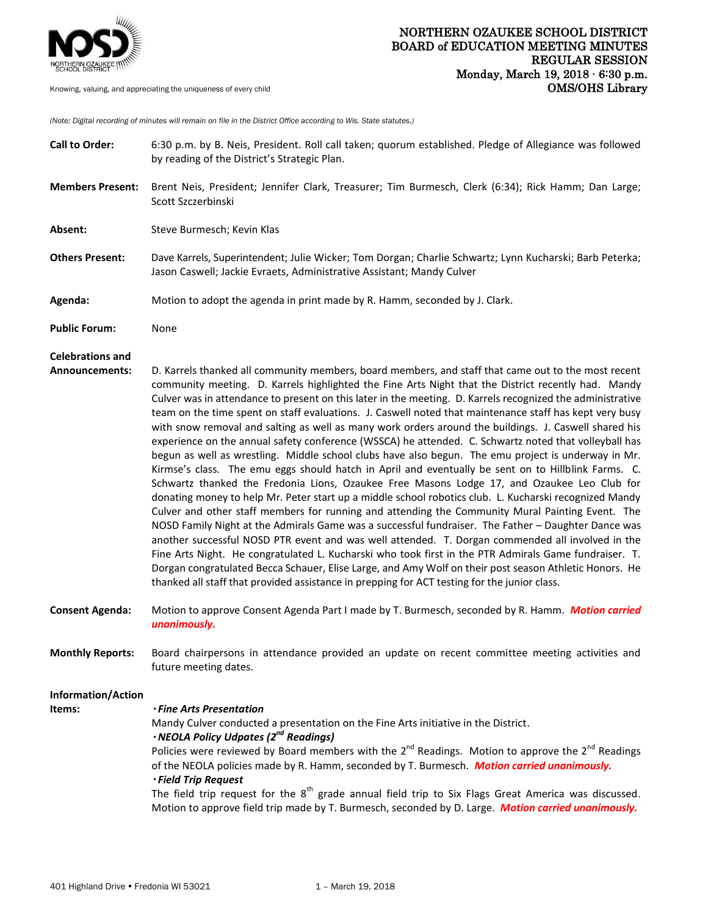# NORTHERN OZAUKEE SCHOOL DISTRICT
## BOARD of EDUCATION MEETING MINUTES
### REGULAR SESSION
**Monday, March 19, 2018 · 6:30 p.m.**
**OMS/OHS Library**

Knowing, valuing, and appreciating the uniqueness of every child

*(Note: Digital recording of minutes will remain on file in the District Office according to Wis. State statutes.)*

**Call to Order:** 6:30 p.m. by B. Neis, President. Roll call taken; quorum established. Pledge of Allegiance was followed by reading of the District's Strategic Plan.

**Members Present:** Brent Neis, President; Jennifer Clark, Treasurer; Tim Burmesch, Clerk (6:34); Rick Hamm; Dan Large; Scott Szczerbinski

**Absent:** Steve Burmesch; Kevin Klas

**Others Present:** Dave Karrels, Superintendent; Julie Wicker; Tom Dorgan; Charlie Schwartz; Lynn Kucharski; Barb Peterka; Jason Caswell; Jackie Evraets, Administrative Assistant; Mandy Culver

**Agenda:** Motion to adopt the agenda in print made by R. Hamm, seconded by J. Clark.

**Public Forum:** None

**Celebrations and Announcements:** D. Karrels thanked all community members, board members, and staff that came out to the most recent community meeting. D. Karrels highlighted the Fine Arts Night that the District recently had. Mandy Culver was in attendance to present on this later in the meeting. D. Karrels recognized the administrative team on the time spent on staff evaluations. J. Caswell noted that maintenance staff has kept very busy with snow removal and salting as well as many work orders around the buildings. J. Caswell shared his experience on the annual safety conference (WSSCA) he attended. C. Schwartz noted that volleyball has begun as well as wrestling. Middle school clubs have also begun. The emu project is underway in Mr. Kirmse's class. The emu eggs should hatch in April and eventually be sent on to Hillblink Farms. C. Schwartz thanked the Fredonia Lions, Ozaukee Free Masons Lodge 17, and Ozaukee Leo Club for donating money to help Mr. Peter start up a middle school robotics club. L. Kucharski recognized Mandy Culver and other staff members for running and attending the Community Mural Painting Event. The NOSD Family Night at the Admirals Game was a successful fundraiser. The Father – Daughter Dance was another successful NOSD PTR event and was well attended. T. Dorgan commended all involved in the Fine Arts Night. He congratulated L. Kucharski who took first in the PTR Admirals Game fundraiser. T. Dorgan congratulated Becca Schauer, Elise Large, and Amy Wolf on their post season Athletic Honors. He thanked all staff that provided assistance in prepping for ACT testing for the junior class.

**Consent Agenda:** Motion to approve Consent Agenda Part I made by T. Burmesch, seconded by R. Hamm. ***Motion carried unanimously.***

**Monthly Reports:** Board chairpersons in attendance provided an update on recent committee meeting activities and future meeting dates.

**Information/Action Items:**

***· Fine Arts Presentation***
Mandy Culver conducted a presentation on the Fine Arts initiative in the District.

***· NEOLA Policy Udpates (2nd Readings)***
Policies were reviewed by Board members with the 2nd Readings. Motion to approve the 2nd Readings of the NEOLA policies made by R. Hamm, seconded by T. Burmesch. ***Motion carried unanimously.***

***· Field Trip Request***
The field trip request for the 8th grade annual field trip to Six Flags Great America was discussed. Motion to approve field trip made by T. Burmesch, seconded by D. Large. ***Motion carried unanimously.***

401 Highland Drive • Fredonia WI 53021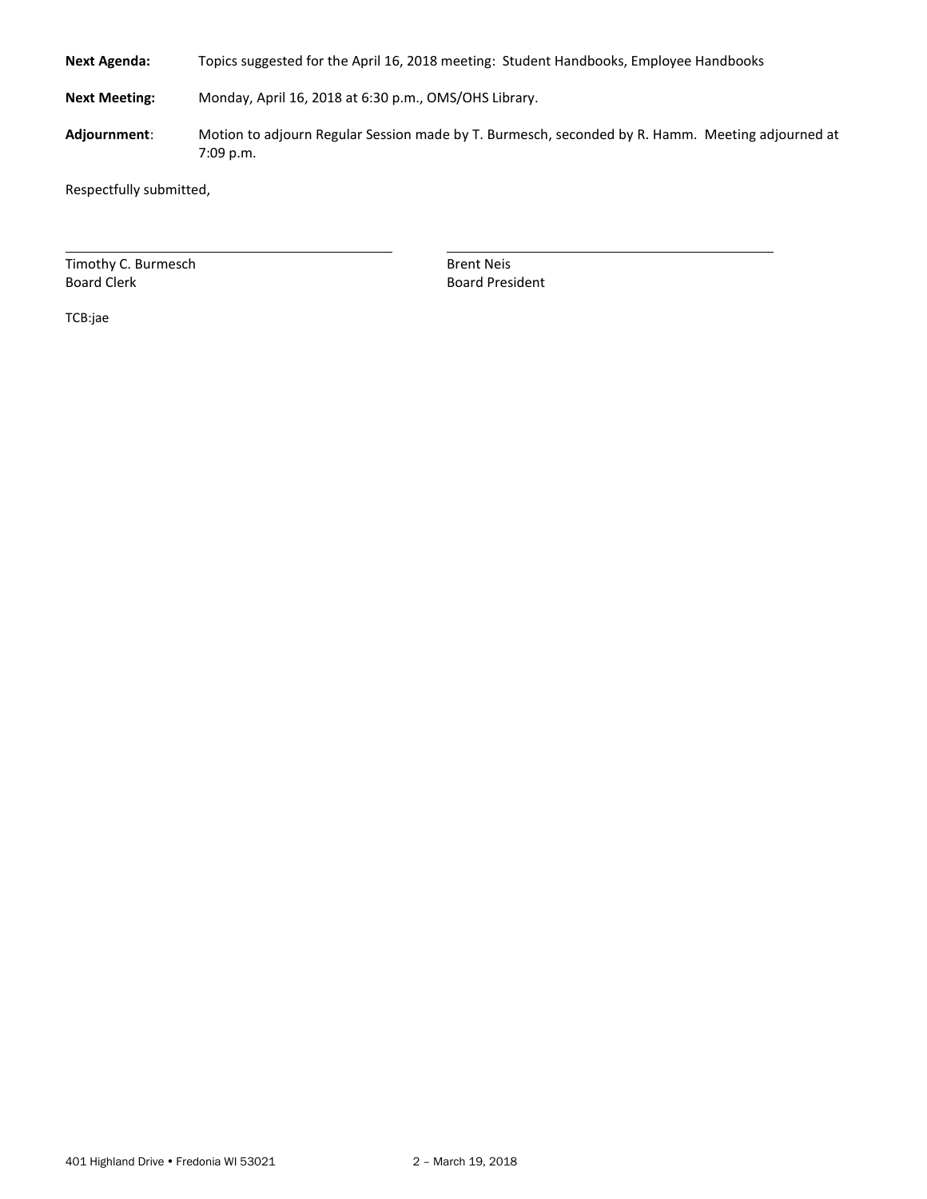**Next Agenda:** Topics suggested for the April 16, 2018 meeting: Student Handbooks, Employee Handbooks

**Next Meeting:** Monday, April 16, 2018 at 6:30 p.m., OMS/OHS Library.

**Adjournment**: Motion to adjourn Regular Session made by T. Burmesch, seconded by R. Hamm. Meeting adjourned at 7:09 p.m.

Respectfully submitted,

Timothy C. Burmesch
Board Clerk

Brent Neis
Board President

TCB:jae